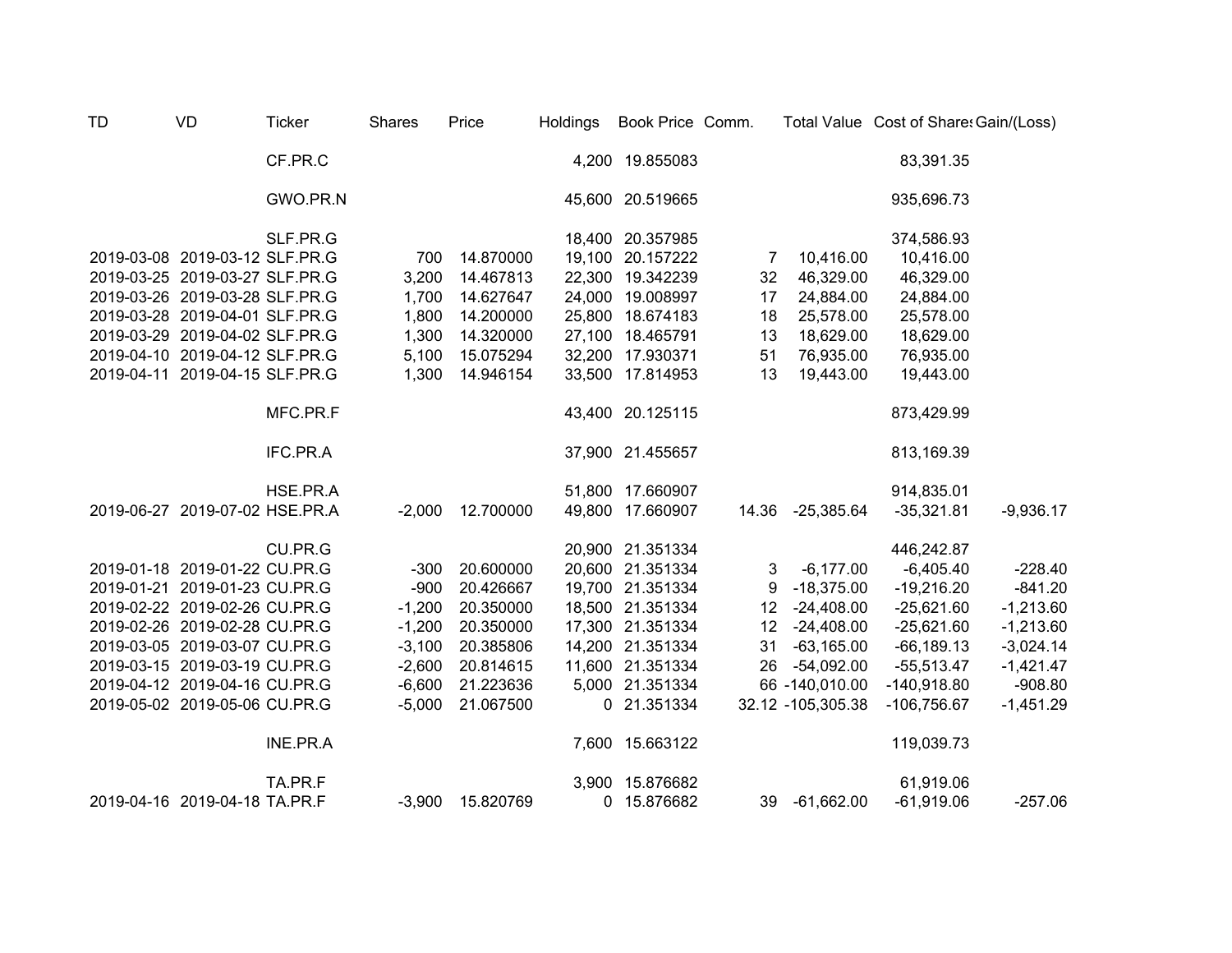| TD | VD | Ticker | Shares | Price | Holdings | Book Price | Comm. | Total Value | Cost of Shares | Gain/(Loss) |
|---|---|---|---|---|---|---|---|---|---|---|
| | | CF.PR.C | | | 4,200 | 19.855083 | | | 83,391.35 | |
| | | GWO.PR.N | | | 45,600 | 20.519665 | | | 935,696.73 | |
| | | SLF.PR.G | | | 18,400 | 20.357985 | | | 374,586.93 | |
| 2019-03-08 | 2019-03-12 | SLF.PR.G | 700 | 14.870000 | 19,100 | 20.157222 | 7 | 10,416.00 | 10,416.00 | |
| 2019-03-25 | 2019-03-27 | SLF.PR.G | 3,200 | 14.467813 | 22,300 | 19.342239 | 32 | 46,329.00 | 46,329.00 | |
| 2019-03-26 | 2019-03-28 | SLF.PR.G | 1,700 | 14.627647 | 24,000 | 19.008997 | 17 | 24,884.00 | 24,884.00 | |
| 2019-03-28 | 2019-04-01 | SLF.PR.G | 1,800 | 14.200000 | 25,800 | 18.674183 | 18 | 25,578.00 | 25,578.00 | |
| 2019-03-29 | 2019-04-02 | SLF.PR.G | 1,300 | 14.320000 | 27,100 | 18.465791 | 13 | 18,629.00 | 18,629.00 | |
| 2019-04-10 | 2019-04-12 | SLF.PR.G | 5,100 | 15.075294 | 32,200 | 17.930371 | 51 | 76,935.00 | 76,935.00 | |
| 2019-04-11 | 2019-04-15 | SLF.PR.G | 1,300 | 14.946154 | 33,500 | 17.814953 | 13 | 19,443.00 | 19,443.00 | |
| | | MFC.PR.F | | | 43,400 | 20.125115 | | | 873,429.99 | |
| | | IFC.PR.A | | | 37,900 | 21.455657 | | | 813,169.39 | |
| | | HSE.PR.A | | | 51,800 | 17.660907 | | | 914,835.01 | |
| 2019-06-27 | 2019-07-02 | HSE.PR.A | -2,000 | 12.700000 | 49,800 | 17.660907 | 14.36 | -25,385.64 | -35,321.81 | -9,936.17 |
| | | CU.PR.G | | | 20,900 | 21.351334 | | | 446,242.87 | |
| 2019-01-18 | 2019-01-22 | CU.PR.G | -300 | 20.600000 | 20,600 | 21.351334 | 3 | -6,177.00 | -6,405.40 | -228.40 |
| 2019-01-21 | 2019-01-23 | CU.PR.G | -900 | 20.426667 | 19,700 | 21.351334 | 9 | -18,375.00 | -19,216.20 | -841.20 |
| 2019-02-22 | 2019-02-26 | CU.PR.G | -1,200 | 20.350000 | 18,500 | 21.351334 | 12 | -24,408.00 | -25,621.60 | -1,213.60 |
| 2019-02-26 | 2019-02-28 | CU.PR.G | -1,200 | 20.350000 | 17,300 | 21.351334 | 12 | -24,408.00 | -25,621.60 | -1,213.60 |
| 2019-03-05 | 2019-03-07 | CU.PR.G | -3,100 | 20.385806 | 14,200 | 21.351334 | 31 | -63,165.00 | -66,189.13 | -3,024.14 |
| 2019-03-15 | 2019-03-19 | CU.PR.G | -2,600 | 20.814615 | 11,600 | 21.351334 | 26 | -54,092.00 | -55,513.47 | -1,421.47 |
| 2019-04-12 | 2019-04-16 | CU.PR.G | -6,600 | 21.223636 | 5,000 | 21.351334 | 66 | -140,010.00 | -140,918.80 | -908.80 |
| 2019-05-02 | 2019-05-06 | CU.PR.G | -5,000 | 21.067500 | 0 | 21.351334 | 32.12 | -105,305.38 | -106,756.67 | -1,451.29 |
| | | INE.PR.A | | | 7,600 | 15.663122 | | | 119,039.73 | |
| | | TA.PR.F | | | 3,900 | 15.876682 | | | 61,919.06 | |
| 2019-04-16 | 2019-04-18 | TA.PR.F | -3,900 | 15.820769 | 0 | 15.876682 | 39 | -61,662.00 | -61,919.06 | -257.06 |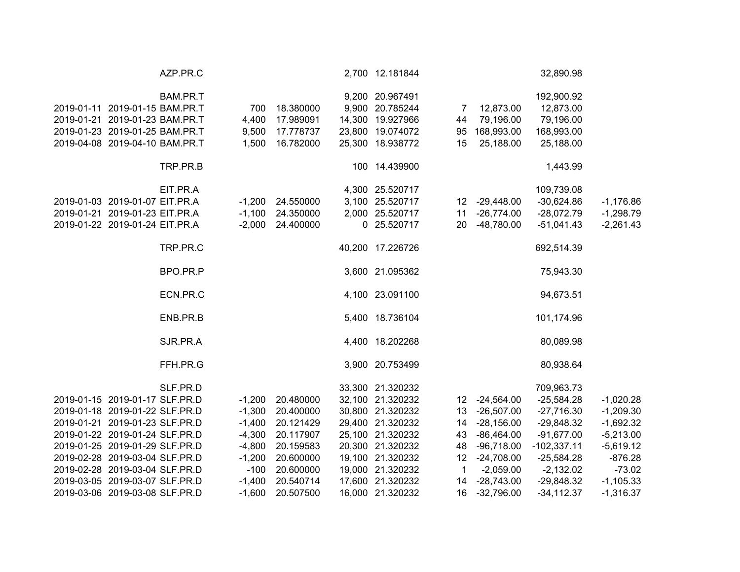| | | | | | | | | | | |
|---|---|---|---|---|---|---|---|---|---|---|
| | | AZP.PR.C | | | 2,700 | 12.181844 | | | 32,890.98 | |
| | | | | | | | | | | |
| | | BAM.PR.T | | | 9,200 | 20.967491 | | | 192,900.92 | |
| 2019-01-11 | 2019-01-15 | BAM.PR.T | 700 | 18.380000 | 9,900 | 20.785244 | 7 | 12,873.00 | 12,873.00 | |
| 2019-01-21 | 2019-01-23 | BAM.PR.T | 4,400 | 17.989091 | 14,300 | 19.927966 | 44 | 79,196.00 | 79,196.00 | |
| 2019-01-23 | 2019-01-25 | BAM.PR.T | 9,500 | 17.778737 | 23,800 | 19.074072 | 95 | 168,993.00 | 168,993.00 | |
| 2019-04-08 | 2019-04-10 | BAM.PR.T | 1,500 | 16.782000 | 25,300 | 18.938772 | 15 | 25,188.00 | 25,188.00 | |
| | | | | | | | | | | |
| | | TRP.PR.B | | | 100 | 14.439900 | | | 1,443.99 | |
| | | | | | | | | | | |
| | | EIT.PR.A | | | 4,300 | 25.520717 | | | 109,739.08 | |
| 2019-01-03 | 2019-01-07 | EIT.PR.A | -1,200 | 24.550000 | 3,100 | 25.520717 | 12 | -29,448.00 | -30,624.86 | -1,176.86 |
| 2019-01-21 | 2019-01-23 | EIT.PR.A | -1,100 | 24.350000 | 2,000 | 25.520717 | 11 | -26,774.00 | -28,072.79 | -1,298.79 |
| 2019-01-22 | 2019-01-24 | EIT.PR.A | -2,000 | 24.400000 | 0 | 25.520717 | 20 | -48,780.00 | -51,041.43 | -2,261.43 |
| | | | | | | | | | | |
| | | TRP.PR.C | | | 40,200 | 17.226726 | | | 692,514.39 | |
| | | | | | | | | | | |
| | | BPO.PR.P | | | 3,600 | 21.095362 | | | 75,943.30 | |
| | | | | | | | | | | |
| | | ECN.PR.C | | | 4,100 | 23.091100 | | | 94,673.51 | |
| | | | | | | | | | | |
| | | ENB.PR.B | | | 5,400 | 18.736104 | | | 101,174.96 | |
| | | | | | | | | | | |
| | | SJR.PR.A | | | 4,400 | 18.202268 | | | 80,089.98 | |
| | | | | | | | | | | |
| | | FFH.PR.G | | | 3,900 | 20.753499 | | | 80,938.64 | |
| | | | | | | | | | | |
| | | SLF.PR.D | | | 33,300 | 21.320232 | | | 709,963.73 | |
| 2019-01-15 | 2019-01-17 | SLF.PR.D | -1,200 | 20.480000 | 32,100 | 21.320232 | 12 | -24,564.00 | -25,584.28 | -1,020.28 |
| 2019-01-18 | 2019-01-22 | SLF.PR.D | -1,300 | 20.400000 | 30,800 | 21.320232 | 13 | -26,507.00 | -27,716.30 | -1,209.30 |
| 2019-01-21 | 2019-01-23 | SLF.PR.D | -1,400 | 20.121429 | 29,400 | 21.320232 | 14 | -28,156.00 | -29,848.32 | -1,692.32 |
| 2019-01-22 | 2019-01-24 | SLF.PR.D | -4,300 | 20.117907 | 25,100 | 21.320232 | 43 | -86,464.00 | -91,677.00 | -5,213.00 |
| 2019-01-25 | 2019-01-29 | SLF.PR.D | -4,800 | 20.159583 | 20,300 | 21.320232 | 48 | -96,718.00 | -102,337.11 | -5,619.12 |
| 2019-02-28 | 2019-03-04 | SLF.PR.D | -1,200 | 20.600000 | 19,100 | 21.320232 | 12 | -24,708.00 | -25,584.28 | -876.28 |
| 2019-02-28 | 2019-03-04 | SLF.PR.D | -100 | 20.600000 | 19,000 | 21.320232 | 1 | -2,059.00 | -2,132.02 | -73.02 |
| 2019-03-05 | 2019-03-07 | SLF.PR.D | -1,400 | 20.540714 | 17,600 | 21.320232 | 14 | -28,743.00 | -29,848.32 | -1,105.33 |
| 2019-03-06 | 2019-03-08 | SLF.PR.D | -1,600 | 20.507500 | 16,000 | 21.320232 | 16 | -32,796.00 | -34,112.37 | -1,316.37 |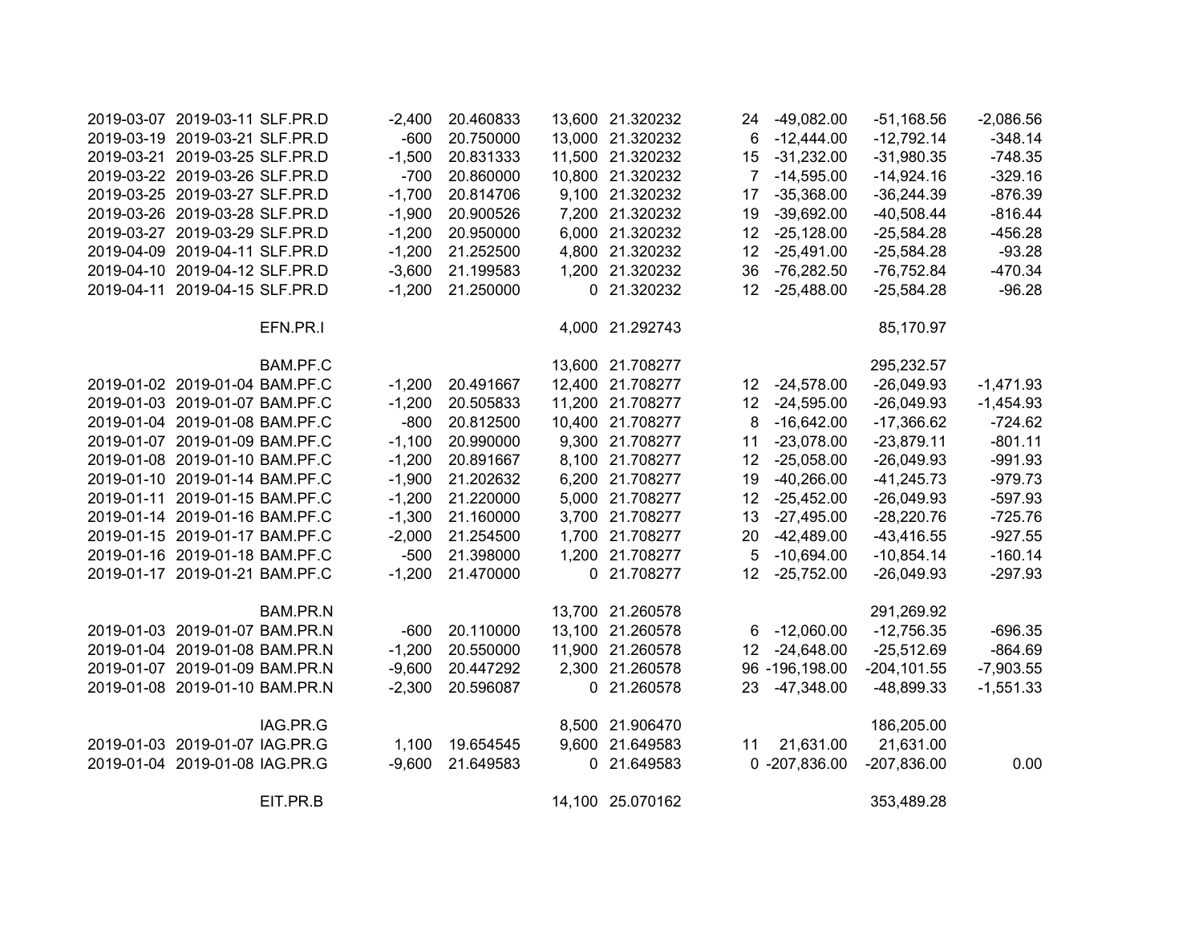| | | | | | | | | | | |
|---|---|---|---|---|---|---|---|---|---|---|
| 2019-03-07 | 2019-03-11 | SLF.PR.D | -2,400 | 20.460833 | 13,600 | 21.320232 | 24 | -49,082.00 | -51,168.56 | -2,086.56 |
| 2019-03-19 | 2019-03-21 | SLF.PR.D | -600 | 20.750000 | 13,000 | 21.320232 | 6 | -12,444.00 | -12,792.14 | -348.14 |
| 2019-03-21 | 2019-03-25 | SLF.PR.D | -1,500 | 20.831333 | 11,500 | 21.320232 | 15 | -31,232.00 | -31,980.35 | -748.35 |
| 2019-03-22 | 2019-03-26 | SLF.PR.D | -700 | 20.860000 | 10,800 | 21.320232 | 7 | -14,595.00 | -14,924.16 | -329.16 |
| 2019-03-25 | 2019-03-27 | SLF.PR.D | -1,700 | 20.814706 | 9,100 | 21.320232 | 17 | -35,368.00 | -36,244.39 | -876.39 |
| 2019-03-26 | 2019-03-28 | SLF.PR.D | -1,900 | 20.900526 | 7,200 | 21.320232 | 19 | -39,692.00 | -40,508.44 | -816.44 |
| 2019-03-27 | 2019-03-29 | SLF.PR.D | -1,200 | 20.950000 | 6,000 | 21.320232 | 12 | -25,128.00 | -25,584.28 | -456.28 |
| 2019-04-09 | 2019-04-11 | SLF.PR.D | -1,200 | 21.252500 | 4,800 | 21.320232 | 12 | -25,491.00 | -25,584.28 | -93.28 |
| 2019-04-10 | 2019-04-12 | SLF.PR.D | -3,600 | 21.199583 | 1,200 | 21.320232 | 36 | -76,282.50 | -76,752.84 | -470.34 |
| 2019-04-11 | 2019-04-15 | SLF.PR.D | -1,200 | 21.250000 | 0 | 21.320232 | 12 | -25,488.00 | -25,584.28 | -96.28 |
| | | | | | | | | | | |
| | | EFN.PR.I | | | 4,000 | 21.292743 | | | 85,170.97 | |
| | | | | | | | | | | |
| | | BAM.PF.C | | | 13,600 | 21.708277 | | | 295,232.57 | |
| 2019-01-02 | 2019-01-04 | BAM.PF.C | -1,200 | 20.491667 | 12,400 | 21.708277 | 12 | -24,578.00 | -26,049.93 | -1,471.93 |
| 2019-01-03 | 2019-01-07 | BAM.PF.C | -1,200 | 20.505833 | 11,200 | 21.708277 | 12 | -24,595.00 | -26,049.93 | -1,454.93 |
| 2019-01-04 | 2019-01-08 | BAM.PF.C | -800 | 20.812500 | 10,400 | 21.708277 | 8 | -16,642.00 | -17,366.62 | -724.62 |
| 2019-01-07 | 2019-01-09 | BAM.PF.C | -1,100 | 20.990000 | 9,300 | 21.708277 | 11 | -23,078.00 | -23,879.11 | -801.11 |
| 2019-01-08 | 2019-01-10 | BAM.PF.C | -1,200 | 20.891667 | 8,100 | 21.708277 | 12 | -25,058.00 | -26,049.93 | -991.93 |
| 2019-01-10 | 2019-01-14 | BAM.PF.C | -1,900 | 21.202632 | 6,200 | 21.708277 | 19 | -40,266.00 | -41,245.73 | -979.73 |
| 2019-01-11 | 2019-01-15 | BAM.PF.C | -1,200 | 21.220000 | 5,000 | 21.708277 | 12 | -25,452.00 | -26,049.93 | -597.93 |
| 2019-01-14 | 2019-01-16 | BAM.PF.C | -1,300 | 21.160000 | 3,700 | 21.708277 | 13 | -27,495.00 | -28,220.76 | -725.76 |
| 2019-01-15 | 2019-01-17 | BAM.PF.C | -2,000 | 21.254500 | 1,700 | 21.708277 | 20 | -42,489.00 | -43,416.55 | -927.55 |
| 2019-01-16 | 2019-01-18 | BAM.PF.C | -500 | 21.398000 | 1,200 | 21.708277 | 5 | -10,694.00 | -10,854.14 | -160.14 |
| 2019-01-17 | 2019-01-21 | BAM.PF.C | -1,200 | 21.470000 | 0 | 21.708277 | 12 | -25,752.00 | -26,049.93 | -297.93 |
| | | | | | | | | | | |
| | | BAM.PR.N | | | 13,700 | 21.260578 | | | 291,269.92 | |
| 2019-01-03 | 2019-01-07 | BAM.PR.N | -600 | 20.110000 | 13,100 | 21.260578 | 6 | -12,060.00 | -12,756.35 | -696.35 |
| 2019-01-04 | 2019-01-08 | BAM.PR.N | -1,200 | 20.550000 | 11,900 | 21.260578 | 12 | -24,648.00 | -25,512.69 | -864.69 |
| 2019-01-07 | 2019-01-09 | BAM.PR.N | -9,600 | 20.447292 | 2,300 | 21.260578 | 96 | -196,198.00 | -204,101.55 | -7,903.55 |
| 2019-01-08 | 2019-01-10 | BAM.PR.N | -2,300 | 20.596087 | 0 | 21.260578 | 23 | -47,348.00 | -48,899.33 | -1,551.33 |
| | | | | | | | | | | |
| | | IAG.PR.G | | | 8,500 | 21.906470 | | | 186,205.00 | |
| 2019-01-03 | 2019-01-07 | IAG.PR.G | 1,100 | 19.654545 | 9,600 | 21.649583 | 11 | 21,631.00 | 21,631.00 | |
| 2019-01-04 | 2019-01-08 | IAG.PR.G | -9,600 | 21.649583 | 0 | 21.649583 | 0 | -207,836.00 | -207,836.00 | 0.00 |
| | | | | | | | | | | |
| | | EIT.PR.B | | | 14,100 | 25.070162 | | | 353,489.28 | |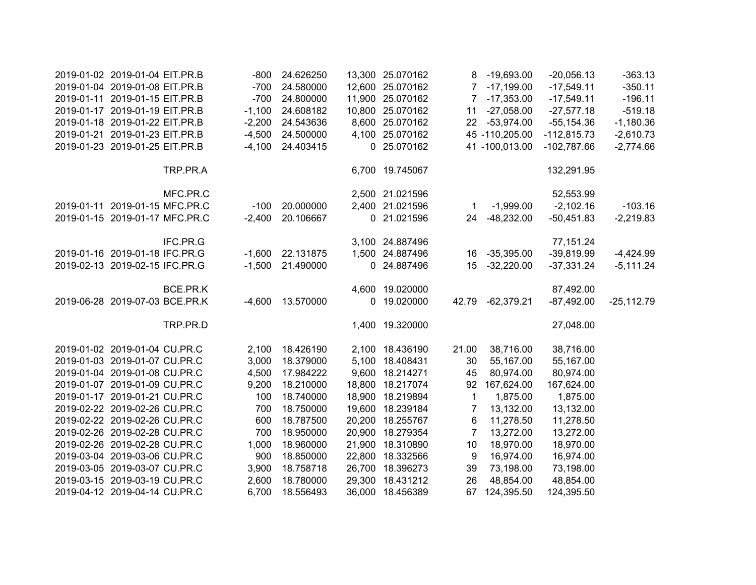| | | | | | | | | | | |
|---|---|---|---|---|---|---|---|---|---|---|
| 2019-01-02 | 2019-01-04 | EIT.PR.B | -800 | 24.626250 | 13,300 | 25.070162 | 8 | -19,693.00 | -20,056.13 | -363.13 |
| 2019-01-04 | 2019-01-08 | EIT.PR.B | -700 | 24.580000 | 12,600 | 25.070162 | 7 | -17,199.00 | -17,549.11 | -350.11 |
| 2019-01-11 | 2019-01-15 | EIT.PR.B | -700 | 24.800000 | 11,900 | 25.070162 | 7 | -17,353.00 | -17,549.11 | -196.11 |
| 2019-01-17 | 2019-01-19 | EIT.PR.B | -1,100 | 24.608182 | 10,800 | 25.070162 | 11 | -27,058.00 | -27,577.18 | -519.18 |
| 2019-01-18 | 2019-01-22 | EIT.PR.B | -2,200 | 24.543636 | 8,600 | 25.070162 | 22 | -53,974.00 | -55,154.36 | -1,180.36 |
| 2019-01-21 | 2019-01-23 | EIT.PR.B | -4,500 | 24.500000 | 4,100 | 25.070162 | 45 | -110,205.00 | -112,815.73 | -2,610.73 |
| 2019-01-23 | 2019-01-25 | EIT.PR.B | -4,100 | 24.403415 | 0 | 25.070162 | 41 | -100,013.00 | -102,787.66 | -2,774.66 |
| | | | | | | | | | | |
| | | TRP.PR.A | | | 6,700 | 19.745067 | | | 132,291.95 | |
| | | | | | | | | | | |
| | | MFC.PR.C | | | 2,500 | 21.021596 | | | 52,553.99 | |
| 2019-01-11 | 2019-01-15 | MFC.PR.C | -100 | 20.000000 | 2,400 | 21.021596 | 1 | -1,999.00 | -2,102.16 | -103.16 |
| 2019-01-15 | 2019-01-17 | MFC.PR.C | -2,400 | 20.106667 | 0 | 21.021596 | 24 | -48,232.00 | -50,451.83 | -2,219.83 |
| | | | | | | | | | | |
| | | IFC.PR.G | | | 3,100 | 24.887496 | | | 77,151.24 | |
| 2019-01-16 | 2019-01-18 | IFC.PR.G | -1,600 | 22.131875 | 1,500 | 24.887496 | 16 | -35,395.00 | -39,819.99 | -4,424.99 |
| 2019-02-13 | 2019-02-15 | IFC.PR.G | -1,500 | 21.490000 | 0 | 24.887496 | 15 | -32,220.00 | -37,331.24 | -5,111.24 |
| | | | | | | | | | | |
| | | BCE.PR.K | | | 4,600 | 19.020000 | | | 87,492.00 | |
| 2019-06-28 | 2019-07-03 | BCE.PR.K | -4,600 | 13.570000 | 0 | 19.020000 | 42.79 | -62,379.21 | -87,492.00 | -25,112.79 |
| | | | | | | | | | | |
| | | TRP.PR.D | | | 1,400 | 19.320000 | | | 27,048.00 | |
| | | | | | | | | | | |
| 2019-01-02 | 2019-01-04 | CU.PR.C | 2,100 | 18.426190 | 2,100 | 18.436190 | 21.00 | 38,716.00 | 38,716.00 | |
| 2019-01-03 | 2019-01-07 | CU.PR.C | 3,000 | 18.379000 | 5,100 | 18.408431 | 30 | 55,167.00 | 55,167.00 | |
| 2019-01-04 | 2019-01-08 | CU.PR.C | 4,500 | 17.984222 | 9,600 | 18.214271 | 45 | 80,974.00 | 80,974.00 | |
| 2019-01-07 | 2019-01-09 | CU.PR.C | 9,200 | 18.210000 | 18,800 | 18.217074 | 92 | 167,624.00 | 167,624.00 | |
| 2019-01-17 | 2019-01-21 | CU.PR.C | 100 | 18.740000 | 18,900 | 18.219894 | 1 | 1,875.00 | 1,875.00 | |
| 2019-02-22 | 2019-02-26 | CU.PR.C | 700 | 18.750000 | 19,600 | 18.239184 | 7 | 13,132.00 | 13,132.00 | |
| 2019-02-22 | 2019-02-26 | CU.PR.C | 600 | 18.787500 | 20,200 | 18.255767 | 6 | 11,278.50 | 11,278.50 | |
| 2019-02-26 | 2019-02-28 | CU.PR.C | 700 | 18.950000 | 20,900 | 18.279354 | 7 | 13,272.00 | 13,272.00 | |
| 2019-02-26 | 2019-02-28 | CU.PR.C | 1,000 | 18.960000 | 21,900 | 18.310890 | 10 | 18,970.00 | 18,970.00 | |
| 2019-03-04 | 2019-03-06 | CU.PR.C | 900 | 18.850000 | 22,800 | 18.332566 | 9 | 16,974.00 | 16,974.00 | |
| 2019-03-05 | 2019-03-07 | CU.PR.C | 3,900 | 18.758718 | 26,700 | 18.396273 | 39 | 73,198.00 | 73,198.00 | |
| 2019-03-15 | 2019-03-19 | CU.PR.C | 2,600 | 18.780000 | 29,300 | 18.431212 | 26 | 48,854.00 | 48,854.00 | |
| 2019-04-12 | 2019-04-14 | CU.PR.C | 6,700 | 18.556493 | 36,000 | 18.456389 | 67 | 124,395.50 | 124,395.50 | |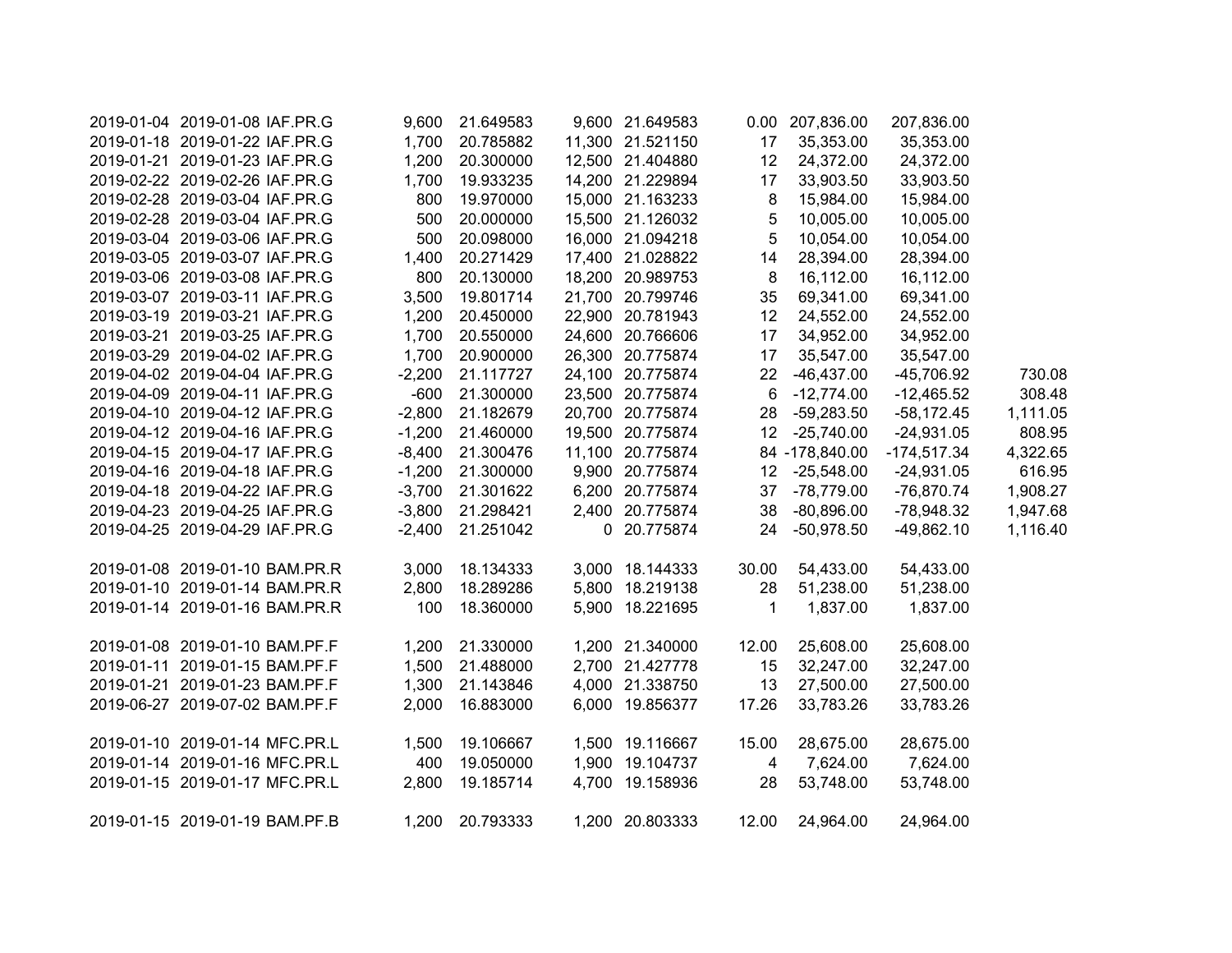| | | | | | | | | | | |
|---|---|---|---|---|---|---|---|---|---|---|
| 2019-01-04 | 2019-01-08 | IAF.PR.G | 9,600 | 21.649583 | 9,600 | 21.649583 | 0.00 | 207,836.00 | 207,836.00 | |
| 2019-01-18 | 2019-01-22 | IAF.PR.G | 1,700 | 20.785882 | 11,300 | 21.521150 | 17 | 35,353.00 | 35,353.00 | |
| 2019-01-21 | 2019-01-23 | IAF.PR.G | 1,200 | 20.300000 | 12,500 | 21.404880 | 12 | 24,372.00 | 24,372.00 | |
| 2019-02-22 | 2019-02-26 | IAF.PR.G | 1,700 | 19.933235 | 14,200 | 21.229894 | 17 | 33,903.50 | 33,903.50 | |
| 2019-02-28 | 2019-03-04 | IAF.PR.G | 800 | 19.970000 | 15,000 | 21.163233 | 8 | 15,984.00 | 15,984.00 | |
| 2019-02-28 | 2019-03-04 | IAF.PR.G | 500 | 20.000000 | 15,500 | 21.126032 | 5 | 10,005.00 | 10,005.00 | |
| 2019-03-04 | 2019-03-06 | IAF.PR.G | 500 | 20.098000 | 16,000 | 21.094218 | 5 | 10,054.00 | 10,054.00 | |
| 2019-03-05 | 2019-03-07 | IAF.PR.G | 1,400 | 20.271429 | 17,400 | 21.028822 | 14 | 28,394.00 | 28,394.00 | |
| 2019-03-06 | 2019-03-08 | IAF.PR.G | 800 | 20.130000 | 18,200 | 20.989753 | 8 | 16,112.00 | 16,112.00 | |
| 2019-03-07 | 2019-03-11 | IAF.PR.G | 3,500 | 19.801714 | 21,700 | 20.799746 | 35 | 69,341.00 | 69,341.00 | |
| 2019-03-19 | 2019-03-21 | IAF.PR.G | 1,200 | 20.450000 | 22,900 | 20.781943 | 12 | 24,552.00 | 24,552.00 | |
| 2019-03-21 | 2019-03-25 | IAF.PR.G | 1,700 | 20.550000 | 24,600 | 20.766606 | 17 | 34,952.00 | 34,952.00 | |
| 2019-03-29 | 2019-04-02 | IAF.PR.G | 1,700 | 20.900000 | 26,300 | 20.775874 | 17 | 35,547.00 | 35,547.00 | |
| 2019-04-02 | 2019-04-04 | IAF.PR.G | -2,200 | 21.117727 | 24,100 | 20.775874 | 22 | -46,437.00 | -45,706.92 | 730.08 |
| 2019-04-09 | 2019-04-11 | IAF.PR.G | -600 | 21.300000 | 23,500 | 20.775874 | 6 | -12,774.00 | -12,465.52 | 308.48 |
| 2019-04-10 | 2019-04-12 | IAF.PR.G | -2,800 | 21.182679 | 20,700 | 20.775874 | 28 | -59,283.50 | -58,172.45 | 1,111.05 |
| 2019-04-12 | 2019-04-16 | IAF.PR.G | -1,200 | 21.460000 | 19,500 | 20.775874 | 12 | -25,740.00 | -24,931.05 | 808.95 |
| 2019-04-15 | 2019-04-17 | IAF.PR.G | -8,400 | 21.300476 | 11,100 | 20.775874 | 84 | -178,840.00 | -174,517.34 | 4,322.65 |
| 2019-04-16 | 2019-04-18 | IAF.PR.G | -1,200 | 21.300000 | 9,900 | 20.775874 | 12 | -25,548.00 | -24,931.05 | 616.95 |
| 2019-04-18 | 2019-04-22 | IAF.PR.G | -3,700 | 21.301622 | 6,200 | 20.775874 | 37 | -78,779.00 | -76,870.74 | 1,908.27 |
| 2019-04-23 | 2019-04-25 | IAF.PR.G | -3,800 | 21.298421 | 2,400 | 20.775874 | 38 | -80,896.00 | -78,948.32 | 1,947.68 |
| 2019-04-25 | 2019-04-29 | IAF.PR.G | -2,400 | 21.251042 | 0 | 20.775874 | 24 | -50,978.50 | -49,862.10 | 1,116.40 |
| | | | | | | | | | | |
| 2019-01-08 | 2019-01-10 | BAM.PR.R | 3,000 | 18.134333 | 3,000 | 18.144333 | 30.00 | 54,433.00 | 54,433.00 | |
| 2019-01-10 | 2019-01-14 | BAM.PR.R | 2,800 | 18.289286 | 5,800 | 18.219138 | 28 | 51,238.00 | 51,238.00 | |
| 2019-01-14 | 2019-01-16 | BAM.PR.R | 100 | 18.360000 | 5,900 | 18.221695 | 1 | 1,837.00 | 1,837.00 | |
| | | | | | | | | | | |
| 2019-01-08 | 2019-01-10 | BAM.PF.F | 1,200 | 21.330000 | 1,200 | 21.340000 | 12.00 | 25,608.00 | 25,608.00 | |
| 2019-01-11 | 2019-01-15 | BAM.PF.F | 1,500 | 21.488000 | 2,700 | 21.427778 | 15 | 32,247.00 | 32,247.00 | |
| 2019-01-21 | 2019-01-23 | BAM.PF.F | 1,300 | 21.143846 | 4,000 | 21.338750 | 13 | 27,500.00 | 27,500.00 | |
| 2019-06-27 | 2019-07-02 | BAM.PF.F | 2,000 | 16.883000 | 6,000 | 19.856377 | 17.26 | 33,783.26 | 33,783.26 | |
| | | | | | | | | | | |
| 2019-01-10 | 2019-01-14 | MFC.PR.L | 1,500 | 19.106667 | 1,500 | 19.116667 | 15.00 | 28,675.00 | 28,675.00 | |
| 2019-01-14 | 2019-01-16 | MFC.PR.L | 400 | 19.050000 | 1,900 | 19.104737 | 4 | 7,624.00 | 7,624.00 | |
| 2019-01-15 | 2019-01-17 | MFC.PR.L | 2,800 | 19.185714 | 4,700 | 19.158936 | 28 | 53,748.00 | 53,748.00 | |
| | | | | | | | | | | |
| 2019-01-15 | 2019-01-19 | BAM.PF.B | 1,200 | 20.793333 | 1,200 | 20.803333 | 12.00 | 24,964.00 | 24,964.00 | |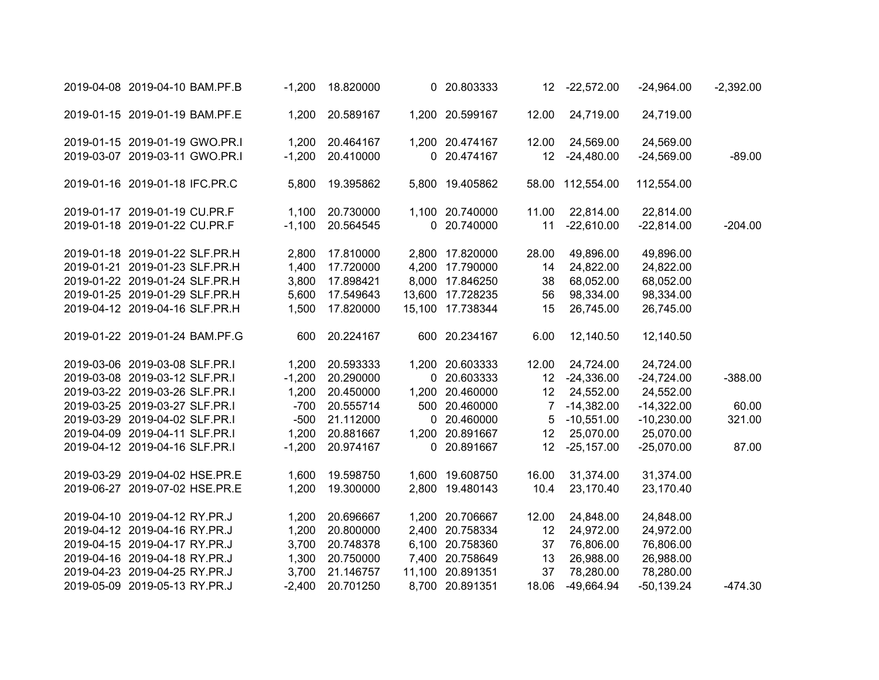| | | | | | | | | | | |
|---|---|---|---|---|---|---|---|---|---|---|
| 2019-04-08 | 2019-04-10 | BAM.PF.B | -1,200 | 18.820000 | 0 | 20.803333 | 12 | -22,572.00 | -24,964.00 | -2,392.00 |
| | | | | | | | | | | |
| 2019-01-15 | 2019-01-19 | BAM.PF.E | 1,200 | 20.589167 | 1,200 | 20.599167 | 12.00 | 24,719.00 | 24,719.00 | |
| | | | | | | | | | | |
| 2019-01-15 | 2019-01-19 | GWO.PR.I | 1,200 | 20.464167 | 1,200 | 20.474167 | 12.00 | 24,569.00 | 24,569.00 | |
| 2019-03-07 | 2019-03-11 | GWO.PR.I | -1,200 | 20.410000 | 0 | 20.474167 | 12 | -24,480.00 | -24,569.00 | -89.00 |
| | | | | | | | | | | |
| 2019-01-16 | 2019-01-18 | IFC.PR.C | 5,800 | 19.395862 | 5,800 | 19.405862 | 58.00 | 112,554.00 | 112,554.00 | |
| | | | | | | | | | | |
| 2019-01-17 | 2019-01-19 | CU.PR.F | 1,100 | 20.730000 | 1,100 | 20.740000 | 11.00 | 22,814.00 | 22,814.00 | |
| 2019-01-18 | 2019-01-22 | CU.PR.F | -1,100 | 20.564545 | 0 | 20.740000 | 11 | -22,610.00 | -22,814.00 | -204.00 |
| | | | | | | | | | | |
| 2019-01-18 | 2019-01-22 | SLF.PR.H | 2,800 | 17.810000 | 2,800 | 17.820000 | 28.00 | 49,896.00 | 49,896.00 | |
| 2019-01-21 | 2019-01-23 | SLF.PR.H | 1,400 | 17.720000 | 4,200 | 17.790000 | 14 | 24,822.00 | 24,822.00 | |
| 2019-01-22 | 2019-01-24 | SLF.PR.H | 3,800 | 17.898421 | 8,000 | 17.846250 | 38 | 68,052.00 | 68,052.00 | |
| 2019-01-25 | 2019-01-29 | SLF.PR.H | 5,600 | 17.549643 | 13,600 | 17.728235 | 56 | 98,334.00 | 98,334.00 | |
| 2019-04-12 | 2019-04-16 | SLF.PR.H | 1,500 | 17.820000 | 15,100 | 17.738344 | 15 | 26,745.00 | 26,745.00 | |
| | | | | | | | | | | |
| 2019-01-22 | 2019-01-24 | BAM.PF.G | 600 | 20.224167 | 600 | 20.234167 | 6.00 | 12,140.50 | 12,140.50 | |
| | | | | | | | | | | |
| 2019-03-06 | 2019-03-08 | SLF.PR.I | 1,200 | 20.593333 | 1,200 | 20.603333 | 12.00 | 24,724.00 | 24,724.00 | |
| 2019-03-08 | 2019-03-12 | SLF.PR.I | -1,200 | 20.290000 | 0 | 20.603333 | 12 | -24,336.00 | -24,724.00 | -388.00 |
| 2019-03-22 | 2019-03-26 | SLF.PR.I | 1,200 | 20.450000 | 1,200 | 20.460000 | 12 | 24,552.00 | 24,552.00 | |
| 2019-03-25 | 2019-03-27 | SLF.PR.I | -700 | 20.555714 | 500 | 20.460000 | 7 | -14,382.00 | -14,322.00 | 60.00 |
| 2019-03-29 | 2019-04-02 | SLF.PR.I | -500 | 21.112000 | 0 | 20.460000 | 5 | -10,551.00 | -10,230.00 | 321.00 |
| 2019-04-09 | 2019-04-11 | SLF.PR.I | 1,200 | 20.881667 | 1,200 | 20.891667 | 12 | 25,070.00 | 25,070.00 | |
| 2019-04-12 | 2019-04-16 | SLF.PR.I | -1,200 | 20.974167 | 0 | 20.891667 | 12 | -25,157.00 | -25,070.00 | 87.00 |
| | | | | | | | | | | |
| 2019-03-29 | 2019-04-02 | HSE.PR.E | 1,600 | 19.598750 | 1,600 | 19.608750 | 16.00 | 31,374.00 | 31,374.00 | |
| 2019-06-27 | 2019-07-02 | HSE.PR.E | 1,200 | 19.300000 | 2,800 | 19.480143 | 10.4 | 23,170.40 | 23,170.40 | |
| | | | | | | | | | | |
| 2019-04-10 | 2019-04-12 | RY.PR.J | 1,200 | 20.696667 | 1,200 | 20.706667 | 12.00 | 24,848.00 | 24,848.00 | |
| 2019-04-12 | 2019-04-16 | RY.PR.J | 1,200 | 20.800000 | 2,400 | 20.758334 | 12 | 24,972.00 | 24,972.00 | |
| 2019-04-15 | 2019-04-17 | RY.PR.J | 3,700 | 20.748378 | 6,100 | 20.758360 | 37 | 76,806.00 | 76,806.00 | |
| 2019-04-16 | 2019-04-18 | RY.PR.J | 1,300 | 20.750000 | 7,400 | 20.758649 | 13 | 26,988.00 | 26,988.00 | |
| 2019-04-23 | 2019-04-25 | RY.PR.J | 3,700 | 21.146757 | 11,100 | 20.891351 | 37 | 78,280.00 | 78,280.00 | |
| 2019-05-09 | 2019-05-13 | RY.PR.J | -2,400 | 20.701250 | 8,700 | 20.891351 | 18.06 | -49,664.94 | -50,139.24 | -474.30 |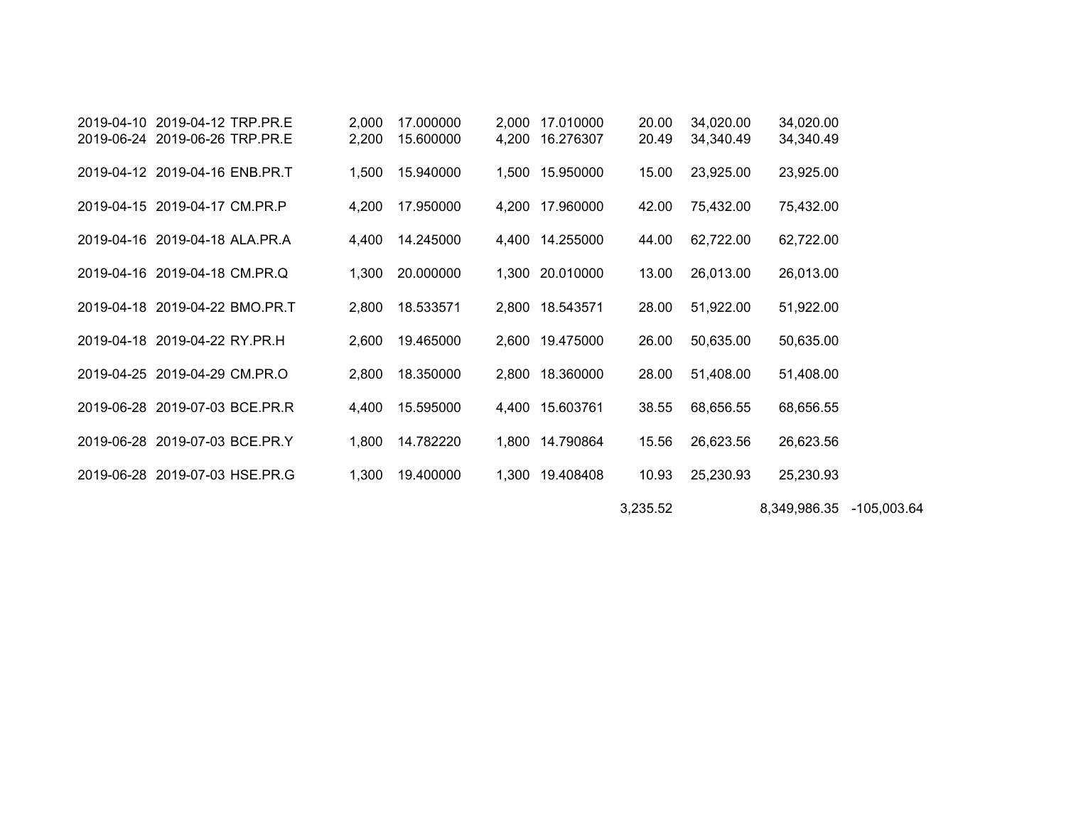| | | | | | | | | | | |
|---|---|---|---|---|---|---|---|---|---|---|
| 2019-04-10 | 2019-04-12 | TRP.PR.E | 2,000 | 17.000000 | 2,000 | 17.010000 | 20.00 | 34,020.00 | 34,020.00 | |
| 2019-06-24 | 2019-06-26 | TRP.PR.E | 2,200 | 15.600000 | 4,200 | 16.276307 | 20.49 | 34,340.49 | 34,340.49 | |
| 2019-04-12 | 2019-04-16 | ENB.PR.T | 1,500 | 15.940000 | 1,500 | 15.950000 | 15.00 | 23,925.00 | 23,925.00 | |
| 2019-04-15 | 2019-04-17 | CM.PR.P | 4,200 | 17.950000 | 4,200 | 17.960000 | 42.00 | 75,432.00 | 75,432.00 | |
| 2019-04-16 | 2019-04-18 | ALA.PR.A | 4,400 | 14.245000 | 4,400 | 14.255000 | 44.00 | 62,722.00 | 62,722.00 | |
| 2019-04-16 | 2019-04-18 | CM.PR.Q | 1,300 | 20.000000 | 1,300 | 20.010000 | 13.00 | 26,013.00 | 26,013.00 | |
| 2019-04-18 | 2019-04-22 | BMO.PR.T | 2,800 | 18.533571 | 2,800 | 18.543571 | 28.00 | 51,922.00 | 51,922.00 | |
| 2019-04-18 | 2019-04-22 | RY.PR.H | 2,600 | 19.465000 | 2,600 | 19.475000 | 26.00 | 50,635.00 | 50,635.00 | |
| 2019-04-25 | 2019-04-29 | CM.PR.O | 2,800 | 18.350000 | 2,800 | 18.360000 | 28.00 | 51,408.00 | 51,408.00 | |
| 2019-06-28 | 2019-07-03 | BCE.PR.R | 4,400 | 15.595000 | 4,400 | 15.603761 | 38.55 | 68,656.55 | 68,656.55 | |
| 2019-06-28 | 2019-07-03 | BCE.PR.Y | 1,800 | 14.782220 | 1,800 | 14.790864 | 15.56 | 26,623.56 | 26,623.56 | |
| 2019-06-28 | 2019-07-03 | HSE.PR.G | 1,300 | 19.400000 | 1,300 | 19.408408 | 10.93 | 25,230.93 | 25,230.93 | |
| | | | | | | | 3,235.52 | | 8,349,986.35 | -105,003.64 |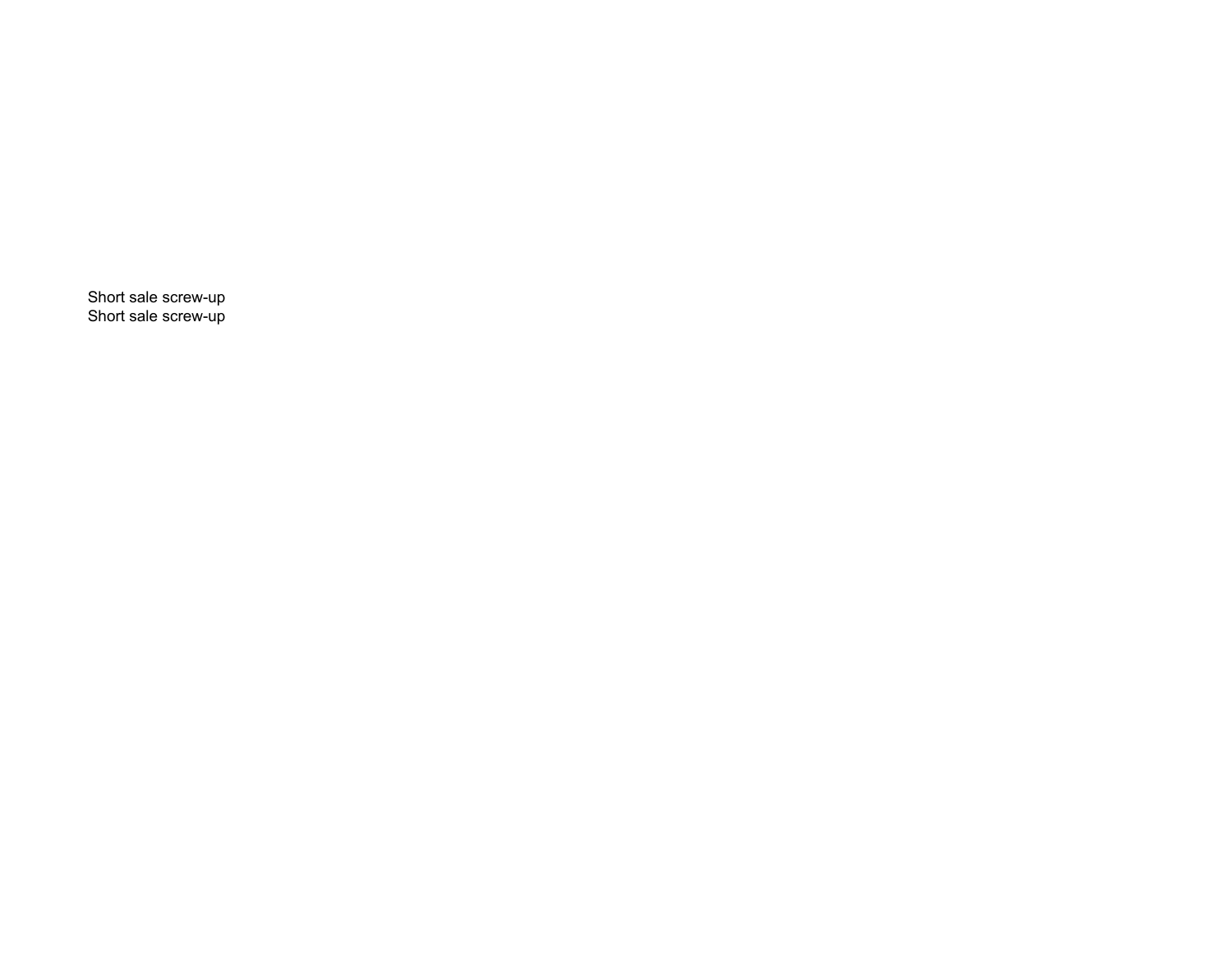Short sale screw-up
Short sale screw-up